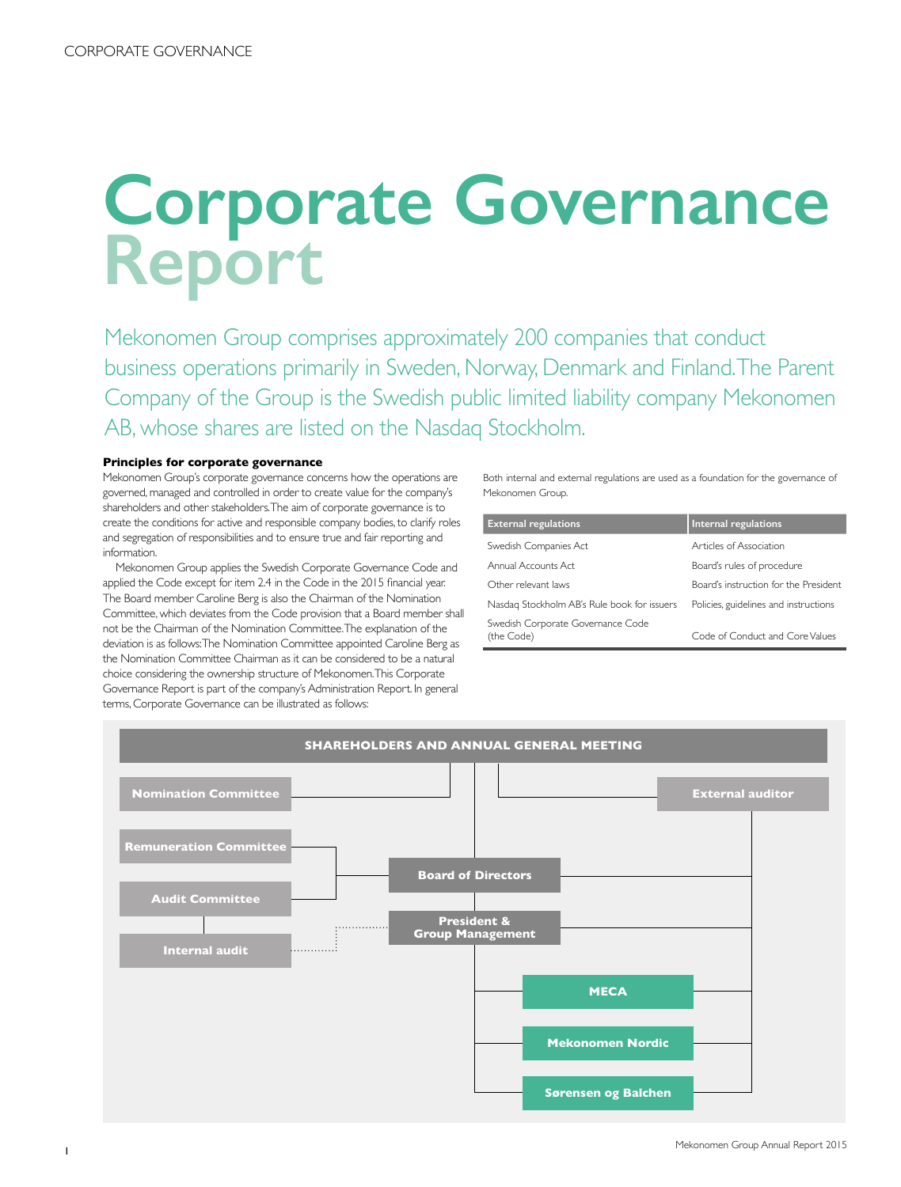# Corporate Governance Report

Mekonomen Group comprises approximately 200 companies that conduct business operations primarily in Sweden, Norway, Denmark and Finland. The Parent Company of the Group is the Swedish public limited liability company Mekonomen AB, whose shares are listed on the Nasdaq Stockholm.

**Principles for corporate governance**

Mekonomen Group's corporate governance concerns how the operations are governed, managed and controlled in order to create value for the company's shareholders and other stakeholders. The aim of corporate governance is to create the conditions for active and responsible company bodies, to clarify roles and segregation of responsibilities and to ensure true and fair reporting and information.

Mekonomen Group applies the Swedish Corporate Governance Code and applied the Code except for item 2.4 in the Code in the 2015 financial year. The Board member Caroline Berg is also the Chairman of the Nomination Committee, which deviates from the Code provision that a Board member shall not be the Chairman of the Nomination Committee. The explanation of the deviation is as follows: The Nomination Committee appointed Caroline Berg as the Nomination Committee Chairman as it can be considered to be a natural choice considering the ownership structure of Mekonomen. This Corporate Governance Report is part of the company's Administration Report. In general terms, Corporate Governance can be illustrated as follows:

Both internal and external regulations are used as a foundation for the governance of Mekonomen Group.

| External regulations | Internal regulations |
|---|---|
| Swedish Companies Act | Articles of Association |
| Annual Accounts Act | Board's rules of procedure |
| Other relevant laws | Board's instruction for the President |
| Nasdaq Stockholm AB's Rule book for issuers | Policies, guidelines and instructions |
| Swedish Corporate Governance Code (the Code) | Code of Conduct and Core Values |

SHAREHOLDERS AND ANNUAL GENERAL MEETING

- Nomination Committee
- External auditor
- Remuneration Committee
- Audit Committee
- Internal audit
- Board of Directors
- President & Group Management
- MECA
- Mekonomen Nordic
- Sørensen og Balchen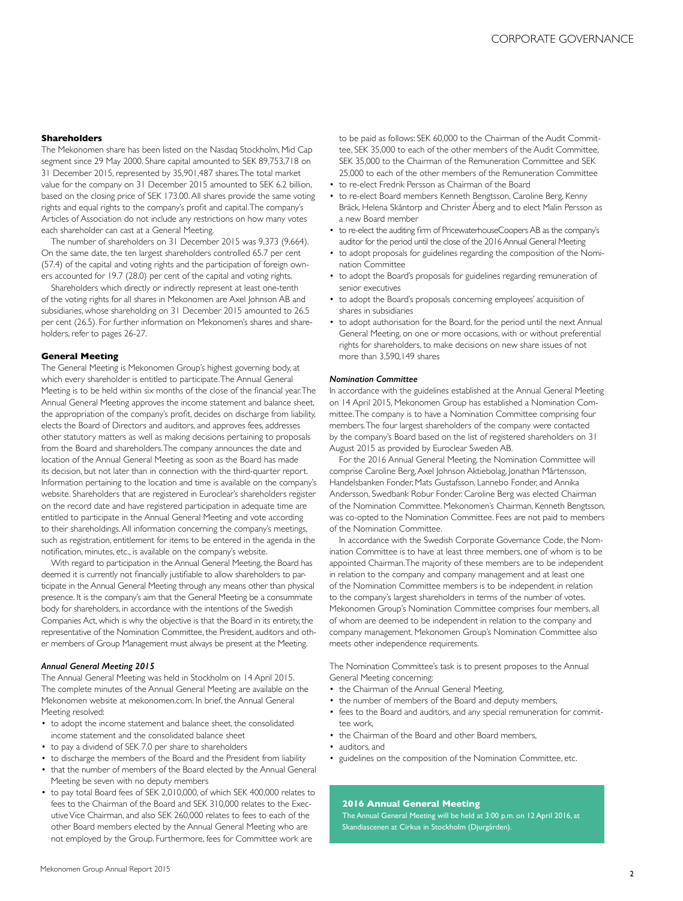### Shareholders

The Mekonomen share has been listed on the Nasdaq Stockholm, Mid Cap segment since 29 May 2000. Share capital amounted to SEK 89,753,718 on 31 December 2015, represented by 35,901,487 shares. The total market value for the company on 31 December 2015 amounted to SEK 6.2 billion, based on the closing price of SEK 173.00. All shares provide the same voting rights and equal rights to the company's profit and capital. The company's Articles of Association do not include any restrictions on how many votes each shareholder can cast at a General Meeting.

The number of shareholders on 31 December 2015 was 9,373 (9,664). On the same date, the ten largest shareholders controlled 65.7 per cent (57.4) of the capital and voting rights and the participation of foreign owners accounted for 19.7 (28.0) per cent of the capital and voting rights.

Shareholders which directly or indirectly represent at least one-tenth of the voting rights for all shares in Mekonomen are Axel Johnson AB and subsidiaries, whose shareholding on 31 December 2015 amounted to 26.5 per cent (26.5). For further information on Mekonomen's shares and shareholders, refer to pages 26-27.

### General Meeting

The General Meeting is Mekonomen Group's highest governing body, at which every shareholder is entitled to participate. The Annual General Meeting is to be held within six months of the close of the financial year. The Annual General Meeting approves the income statement and balance sheet, the appropriation of the company's profit, decides on discharge from liability, elects the Board of Directors and auditors, and approves fees, addresses other statutory matters as well as making decisions pertaining to proposals from the Board and shareholders. The company announces the date and location of the Annual General Meeting as soon as the Board has made its decision, but not later than in connection with the third-quarter report. Information pertaining to the location and time is available on the company's website. Shareholders that are registered in Euroclear's shareholders register on the record date and have registered participation in adequate time are entitled to participate in the Annual General Meeting and vote according to their shareholdings. All information concerning the company's meetings, such as registration, entitlement for items to be entered in the agenda in the notification, minutes, etc., is available on the company's website.

With regard to participation in the Annual General Meeting, the Board has deemed it is currently not financially justifiable to allow shareholders to participate in the Annual General Meeting through any means other than physical presence. It is the company's aim that the General Meeting be a consummate body for shareholders, in accordance with the intentions of the Swedish Companies Act, which is why the objective is that the Board in its entirety, the representative of the Nomination Committee, the President, auditors and other members of Group Management must always be present at the Meeting.

#### *Annual General Meeting 2015*

The Annual General Meeting was held in Stockholm on 14 April 2015. The complete minutes of the Annual General Meeting are available on the Mekonomen website at mekonomen.com. In brief, the Annual General Meeting resolved:

- to adopt the income statement and balance sheet, the consolidated income statement and the consolidated balance sheet
- to pay a dividend of SEK 7.0 per share to shareholders
- to discharge the members of the Board and the President from liability
- that the number of members of the Board elected by the Annual General Meeting be seven with no deputy members
- to pay total Board fees of SEK 2,010,000, of which SEK 400,000 relates to fees to the Chairman of the Board and SEK 310,000 relates to the Executive Vice Chairman, and also SEK 260,000 relates to fees to each of the other Board members elected by the Annual General Meeting who are not employed by the Group. Furthermore, fees for Committee work are to be paid as follows: SEK 60,000 to the Chairman of the Audit Committee, SEK 35,000 to each of the other members of the Audit Committee, SEK 35,000 to the Chairman of the Remuneration Committee and SEK 25,000 to each of the other members of the Remuneration Committee
- to re-elect Fredrik Persson as Chairman of the Board
- to re-elect Board members Kenneth Bengtsson, Caroline Berg, Kenny Bräck, Helena Skåntorp and Christer Åberg and to elect Malin Persson as a new Board member
- to re-elect the auditing firm of PricewaterhouseCoopers AB as the company's auditor for the period until the close of the 2016 Annual General Meeting
- to adopt proposals for guidelines regarding the composition of the Nomination Committee
- to adopt the Board's proposals for guidelines regarding remuneration of senior executives
- to adopt the Board's proposals concerning employees' acquisition of shares in subsidiaries
- to adopt authorisation for the Board, for the period until the next Annual General Meeting, on one or more occasions, with or without preferential rights for shareholders, to make decisions on new share issues of not more than 3,590,149 shares

#### *Nomination Committee*

In accordance with the guidelines established at the Annual General Meeting on 14 April 2015, Mekonomen Group has established a Nomination Committee. The company is to have a Nomination Committee comprising four members. The four largest shareholders of the company were contacted by the company's Board based on the list of registered shareholders on 31 August 2015 as provided by Euroclear Sweden AB.

For the 2016 Annual General Meeting, the Nomination Committee will comprise Caroline Berg, Axel Johnson Aktiebolag, Jonathan Mårtensson, Handelsbanken Fonder, Mats Gustafsson, Lannebo Fonder, and Annika Andersson, Swedbank Robur Fonder. Caroline Berg was elected Chairman of the Nomination Committee. Mekonomen's Chairman, Kenneth Bengtsson, was co-opted to the Nomination Committee. Fees are not paid to members of the Nomination Committee.

In accordance with the Swedish Corporate Governance Code, the Nomination Committee is to have at least three members, one of whom is to be appointed Chairman. The majority of these members are to be independent in relation to the company and company management and at least one of the Nomination Committee members is to be independent in relation to the company's largest shareholders in terms of the number of votes. Mekonomen Group's Nomination Committee comprises four members, all of whom are deemed to be independent in relation to the company and company management. Mekonomen Group's Nomination Committee also meets other independence requirements.

The Nomination Committee's task is to present proposes to the Annual General Meeting concerning:

- the Chairman of the Annual General Meeting,
- the number of members of the Board and deputy members,
- fees to the Board and auditors, and any special remuneration for committee work,
- the Chairman of the Board and other Board members,
- auditors, and
- guidelines on the composition of the Nomination Committee, etc.

**2016 Annual General Meeting**

The Annual General Meeting will be held at 3:00 p.m. on 12 April 2016, at Skandiascenen at Cirkus in Stockholm (Djurgården).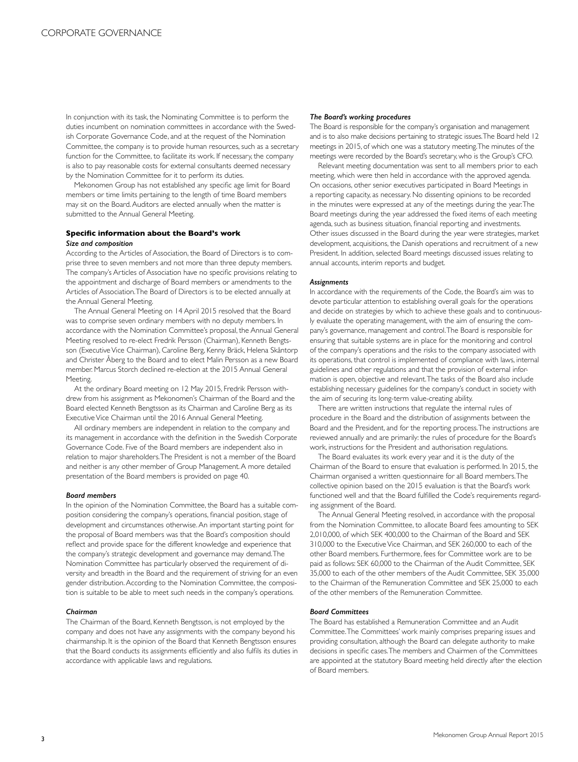In conjunction with its task, the Nominating Committee is to perform the duties incumbent on nomination committees in accordance with the Swedish Corporate Governance Code, and at the request of the Nomination Committee, the company is to provide human resources, such as a secretary function for the Committee, to facilitate its work. If necessary, the company is also to pay reasonable costs for external consultants deemed necessary by the Nomination Committee for it to perform its duties.

Mekonomen Group has not established any specific age limit for Board members or time limits pertaining to the length of time Board members may sit on the Board. Auditors are elected annually when the matter is submitted to the Annual General Meeting.

## Specific information about the Board's work

### *Size and composition*

According to the Articles of Association, the Board of Directors is to comprise three to seven members and not more than three deputy members. The company's Articles of Association have no specific provisions relating to the appointment and discharge of Board members or amendments to the Articles of Association. The Board of Directors is to be elected annually at the Annual General Meeting.

The Annual General Meeting on 14 April 2015 resolved that the Board was to comprise seven ordinary members with no deputy members. In accordance with the Nomination Committee's proposal, the Annual General Meeting resolved to re-elect Fredrik Persson (Chairman), Kenneth Bengtsson (Executive Vice Chairman), Caroline Berg, Kenny Bräck, Helena Skåntorp and Christer Åberg to the Board and to elect Malin Persson as a new Board member. Marcus Storch declined re-election at the 2015 Annual General Meeting.

At the ordinary Board meeting on 12 May 2015, Fredrik Persson withdrew from his assignment as Mekonomen's Chairman of the Board and the Board elected Kenneth Bengtsson as its Chairman and Caroline Berg as its Executive Vice Chairman until the 2016 Annual General Meeting.

All ordinary members are independent in relation to the company and its management in accordance with the definition in the Swedish Corporate Governance Code. Five of the Board members are independent also in relation to major shareholders. The President is not a member of the Board and neither is any other member of Group Management. A more detailed presentation of the Board members is provided on page 40.

### *Board members*

In the opinion of the Nomination Committee, the Board has a suitable composition considering the company's operations, financial position, stage of development and circumstances otherwise. An important starting point for the proposal of Board members was that the Board's composition should reflect and provide space for the different knowledge and experience that the company's strategic development and governance may demand. The Nomination Committee has particularly observed the requirement of diversity and breadth in the Board and the requirement of striving for an even gender distribution. According to the Nomination Committee, the composition is suitable to be able to meet such needs in the company's operations.

### *Chairman*

The Chairman of the Board, Kenneth Bengtsson, is not employed by the company and does not have any assignments with the company beyond his chairmanship. It is the opinion of the Board that Kenneth Bengtsson ensures that the Board conducts its assignments efficiently and also fulfils its duties in accordance with applicable laws and regulations.

### *The Board's working procedures*

The Board is responsible for the company's organisation and management and is to also make decisions pertaining to strategic issues. The Board held 12 meetings in 2015, of which one was a statutory meeting. The minutes of the meetings were recorded by the Board's secretary, who is the Group's CFO.

Relevant meeting documentation was sent to all members prior to each meeting, which were then held in accordance with the approved agenda. On occasions, other senior executives participated in Board Meetings in a reporting capacity, as necessary. No dissenting opinions to be recorded in the minutes were expressed at any of the meetings during the year. The Board meetings during the year addressed the fixed items of each meeting agenda, such as business situation, financial reporting and investments. Other issues discussed in the Board during the year were strategies, market development, acquisitions, the Danish operations and recruitment of a new President. In addition, selected Board meetings discussed issues relating to annual accounts, interim reports and budget.

### *Assignments*

In accordance with the requirements of the Code, the Board's aim was to devote particular attention to establishing overall goals for the operations and decide on strategies by which to achieve these goals and to continuously evaluate the operating management, with the aim of ensuring the company's governance, management and control. The Board is responsible for ensuring that suitable systems are in place for the monitoring and control of the company's operations and the risks to the company associated with its operations, that control is implemented of compliance with laws, internal guidelines and other regulations and that the provision of external information is open, objective and relevant. The tasks of the Board also include establishing necessary guidelines for the company's conduct in society with the aim of securing its long-term value-creating ability.

There are written instructions that regulate the internal rules of procedure in the Board and the distribution of assignments between the Board and the President, and for the reporting process. The instructions are reviewed annually and are primarily: the rules of procedure for the Board's work, instructions for the President and authorisation regulations.

The Board evaluates its work every year and it is the duty of the Chairman of the Board to ensure that evaluation is performed. In 2015, the Chairman organised a written questionnaire for all Board members. The collective opinion based on the 2015 evaluation is that the Board's work functioned well and that the Board fulfilled the Code's requirements regarding assignment of the Board.

The Annual General Meeting resolved, in accordance with the proposal from the Nomination Committee, to allocate Board fees amounting to SEK 2,010,000, of which SEK 400,000 to the Chairman of the Board and SEK 310,000 to the Executive Vice Chairman, and SEK 260,000 to each of the other Board members. Furthermore, fees for Committee work are to be paid as follows: SEK 60,000 to the Chairman of the Audit Committee, SEK 35,000 to each of the other members of the Audit Committee, SEK 35,000 to the Chairman of the Remuneration Committee and SEK 25,000 to each of the other members of the Remuneration Committee.

### *Board Committees*

The Board has established a Remuneration Committee and an Audit Committee. The Committees' work mainly comprises preparing issues and providing consultation, although the Board can delegate authority to make decisions in specific cases. The members and Chairmen of the Committees are appointed at the statutory Board meeting held directly after the election of Board members.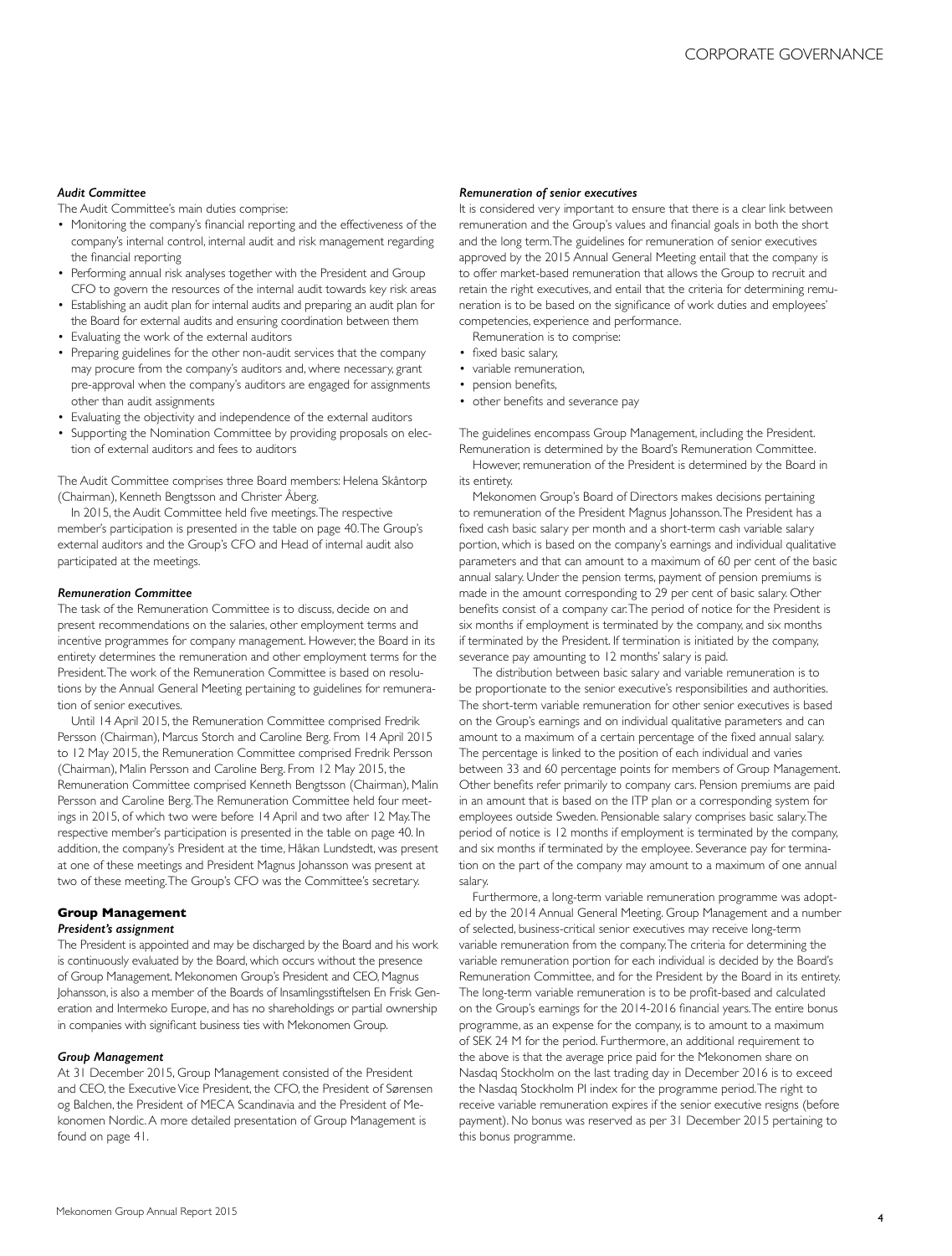### *Audit Committee*

The Audit Committee's main duties comprise:

- Monitoring the company's financial reporting and the effectiveness of the company's internal control, internal audit and risk management regarding the financial reporting
- Performing annual risk analyses together with the President and Group CFO to govern the resources of the internal audit towards key risk areas
- Establishing an audit plan for internal audits and preparing an audit plan for the Board for external audits and ensuring coordination between them
- Evaluating the work of the external auditors
- Preparing guidelines for the other non-audit services that the company may procure from the company's auditors and, where necessary, grant pre-approval when the company's auditors are engaged for assignments other than audit assignments
- Evaluating the objectivity and independence of the external auditors
- Supporting the Nomination Committee by providing proposals on election of external auditors and fees to auditors

The Audit Committee comprises three Board members: Helena Skåntorp (Chairman), Kenneth Bengtsson and Christer Åberg.

In 2015, the Audit Committee held five meetings. The respective member's participation is presented in the table on page 40. The Group's external auditors and the Group's CFO and Head of internal audit also participated at the meetings.

### *Remuneration Committee*

The task of the Remuneration Committee is to discuss, decide on and present recommendations on the salaries, other employment terms and incentive programmes for company management. However, the Board in its entirety determines the remuneration and other employment terms for the President. The work of the Remuneration Committee is based on resolutions by the Annual General Meeting pertaining to guidelines for remuneration of senior executives.

Until 14 April 2015, the Remuneration Committee comprised Fredrik Persson (Chairman), Marcus Storch and Caroline Berg. From 14 April 2015 to 12 May 2015, the Remuneration Committee comprised Fredrik Persson (Chairman), Malin Persson and Caroline Berg. From 12 May 2015, the Remuneration Committee comprised Kenneth Bengtsson (Chairman), Malin Persson and Caroline Berg. The Remuneration Committee held four meetings in 2015, of which two were before 14 April and two after 12 May. The respective member's participation is presented in the table on page 40. In addition, the company's President at the time, Håkan Lundstedt, was present at one of these meetings and President Magnus Johansson was present at two of these meeting. The Group's CFO was the Committee's secretary.

## Group Management

### *President's assignment*

The President is appointed and may be discharged by the Board and his work is continuously evaluated by the Board, which occurs without the presence of Group Management. Mekonomen Group's President and CEO, Magnus Johansson, is also a member of the Boards of Insamlingsstiftelsen En Frisk Generation and Intermeko Europe, and has no shareholdings or partial ownership in companies with significant business ties with Mekonomen Group.

### *Group Management*

At 31 December 2015, Group Management consisted of the President and CEO, the Executive Vice President, the CFO, the President of Sørensen og Balchen, the President of MECA Scandinavia and the President of Mekonomen Nordic. A more detailed presentation of Group Management is found on page 41.

### *Remuneration of senior executives*

It is considered very important to ensure that there is a clear link between remuneration and the Group's values and financial goals in both the short and the long term. The guidelines for remuneration of senior executives approved by the 2015 Annual General Meeting entail that the company is to offer market-based remuneration that allows the Group to recruit and retain the right executives, and entail that the criteria for determining remuneration is to be based on the significance of work duties and employees' competencies, experience and performance.

Remuneration is to comprise:

- fixed basic salary,
- variable remuneration,
- pension benefits,
- other benefits and severance pay

The guidelines encompass Group Management, including the President. Remuneration is determined by the Board's Remuneration Committee.

However, remuneration of the President is determined by the Board in its entirety.

Mekonomen Group's Board of Directors makes decisions pertaining to remuneration of the President Magnus Johansson. The President has a fixed cash basic salary per month and a short-term cash variable salary portion, which is based on the company's earnings and individual qualitative parameters and that can amount to a maximum of 60 per cent of the basic annual salary. Under the pension terms, payment of pension premiums is made in the amount corresponding to 29 per cent of basic salary. Other benefits consist of a company car. The period of notice for the President is six months if employment is terminated by the company, and six months if terminated by the President. If termination is initiated by the company, severance pay amounting to 12 months' salary is paid.

The distribution between basic salary and variable remuneration is to be proportionate to the senior executive's responsibilities and authorities. The short-term variable remuneration for other senior executives is based on the Group's earnings and on individual qualitative parameters and can amount to a maximum of a certain percentage of the fixed annual salary. The percentage is linked to the position of each individual and varies between 33 and 60 percentage points for members of Group Management. Other benefits refer primarily to company cars. Pension premiums are paid in an amount that is based on the ITP plan or a corresponding system for employees outside Sweden. Pensionable salary comprises basic salary. The period of notice is 12 months if employment is terminated by the company, and six months if terminated by the employee. Severance pay for termination on the part of the company may amount to a maximum of one annual salary.

Furthermore, a long-term variable remuneration programme was adopted by the 2014 Annual General Meeting. Group Management and a number of selected, business-critical senior executives may receive long-term variable remuneration from the company. The criteria for determining the variable remuneration portion for each individual is decided by the Board's Remuneration Committee, and for the President by the Board in its entirety. The long-term variable remuneration is to be profit-based and calculated on the Group's earnings for the 2014-2016 financial years. The entire bonus programme, as an expense for the company, is to amount to a maximum of SEK 24 M for the period. Furthermore, an additional requirement to the above is that the average price paid for the Mekonomen share on Nasdaq Stockholm on the last trading day in December 2016 is to exceed the Nasdaq Stockholm PI index for the programme period. The right to receive variable remuneration expires if the senior executive resigns (before payment). No bonus was reserved as per 31 December 2015 pertaining to this bonus programme.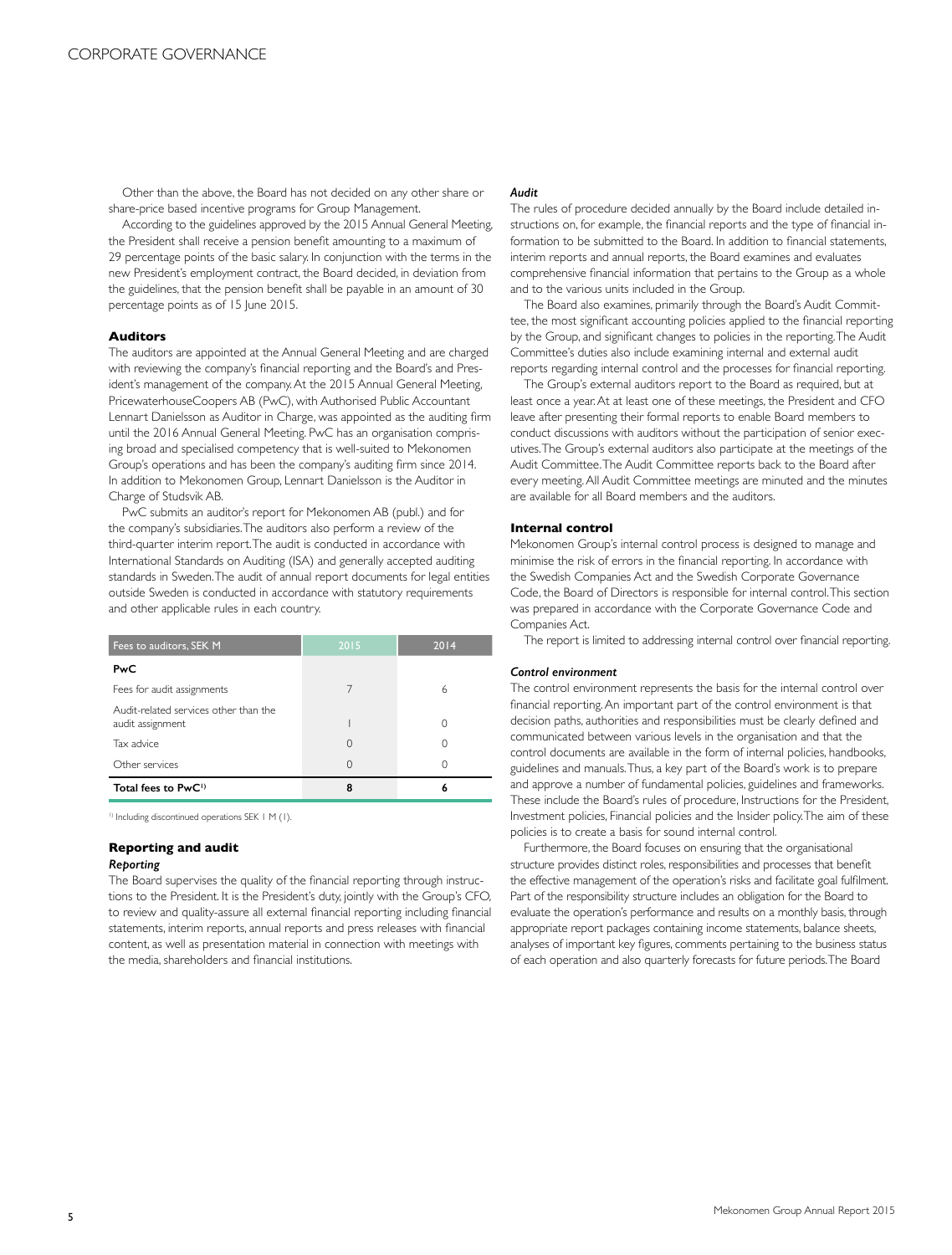Other than the above, the Board has not decided on any other share or share-price based incentive programs for Group Management.

According to the guidelines approved by the 2015 Annual General Meeting, the President shall receive a pension benefit amounting to a maximum of 29 percentage points of the basic salary. In conjunction with the terms in the new President's employment contract, the Board decided, in deviation from the guidelines, that the pension benefit shall be payable in an amount of 30 percentage points as of 15 June 2015.

### Auditors

The auditors are appointed at the Annual General Meeting and are charged with reviewing the company's financial reporting and the Board's and President's management of the company. At the 2015 Annual General Meeting, PricewaterhouseCoopers AB (PwC), with Authorised Public Accountant Lennart Danielsson as Auditor in Charge, was appointed as the auditing firm until the 2016 Annual General Meeting. PwC has an organisation comprising broad and specialised competency that is well-suited to Mekonomen Group's operations and has been the company's auditing firm since 2014. In addition to Mekonomen Group, Lennart Danielsson is the Auditor in Charge of Studsvik AB.

PwC submits an auditor's report for Mekonomen AB (publ.) and for the company's subsidiaries. The auditors also perform a review of the third-quarter interim report. The audit is conducted in accordance with International Standards on Auditing (ISA) and generally accepted auditing standards in Sweden. The audit of annual report documents for legal entities outside Sweden is conducted in accordance with statutory requirements and other applicable rules in each country.

| Fees to auditors, SEK M | 2015 | 2014 |
|---|---|---|
| **PwC** | | |
| Fees for audit assignments | 7 | 6 |
| Audit-related services other than the audit assignment | 1 | 0 |
| Tax advice | 0 | 0 |
| Other services | 0 | 0 |
| **Total fees to PwC[1)]** | **8** | **6** |

[1)] Including discontinued operations SEK 1 M (1).

### Reporting and audit

*Reporting*

The Board supervises the quality of the financial reporting through instructions to the President. It is the President's duty, jointly with the Group's CFO, to review and quality-assure all external financial reporting including financial statements, interim reports, annual reports and press releases with financial content, as well as presentation material in connection with meetings with the media, shareholders and financial institutions.

*Audit*

The rules of procedure decided annually by the Board include detailed instructions on, for example, the financial reports and the type of financial information to be submitted to the Board. In addition to financial statements, interim reports and annual reports, the Board examines and evaluates comprehensive financial information that pertains to the Group as a whole and to the various units included in the Group.

The Board also examines, primarily through the Board's Audit Committee, the most significant accounting policies applied to the financial reporting by the Group, and significant changes to policies in the reporting. The Audit Committee's duties also include examining internal and external audit reports regarding internal control and the processes for financial reporting.

The Group's external auditors report to the Board as required, but at least once a year. At at least one of these meetings, the President and CFO leave after presenting their formal reports to enable Board members to conduct discussions with auditors without the participation of senior executives. The Group's external auditors also participate at the meetings of the Audit Committee. The Audit Committee reports back to the Board after every meeting. All Audit Committee meetings are minuted and the minutes are available for all Board members and the auditors.

### Internal control

Mekonomen Group's internal control process is designed to manage and minimise the risk of errors in the financial reporting. In accordance with the Swedish Companies Act and the Swedish Corporate Governance Code, the Board of Directors is responsible for internal control. This section was prepared in accordance with the Corporate Governance Code and Companies Act.

The report is limited to addressing internal control over financial reporting.

*Control environment*

The control environment represents the basis for the internal control over financial reporting. An important part of the control environment is that decision paths, authorities and responsibilities must be clearly defined and communicated between various levels in the organisation and that the control documents are available in the form of internal policies, handbooks, guidelines and manuals. Thus, a key part of the Board's work is to prepare and approve a number of fundamental policies, guidelines and frameworks. These include the Board's rules of procedure, Instructions for the President, Investment policies, Financial policies and the Insider policy. The aim of these policies is to create a basis for sound internal control.

Furthermore, the Board focuses on ensuring that the organisational structure provides distinct roles, responsibilities and processes that benefit the effective management of the operation's risks and facilitate goal fulfilment. Part of the responsibility structure includes an obligation for the Board to evaluate the operation's performance and results on a monthly basis, through appropriate report packages containing income statements, balance sheets, analyses of important key figures, comments pertaining to the business status of each operation and also quarterly forecasts for future periods. The Board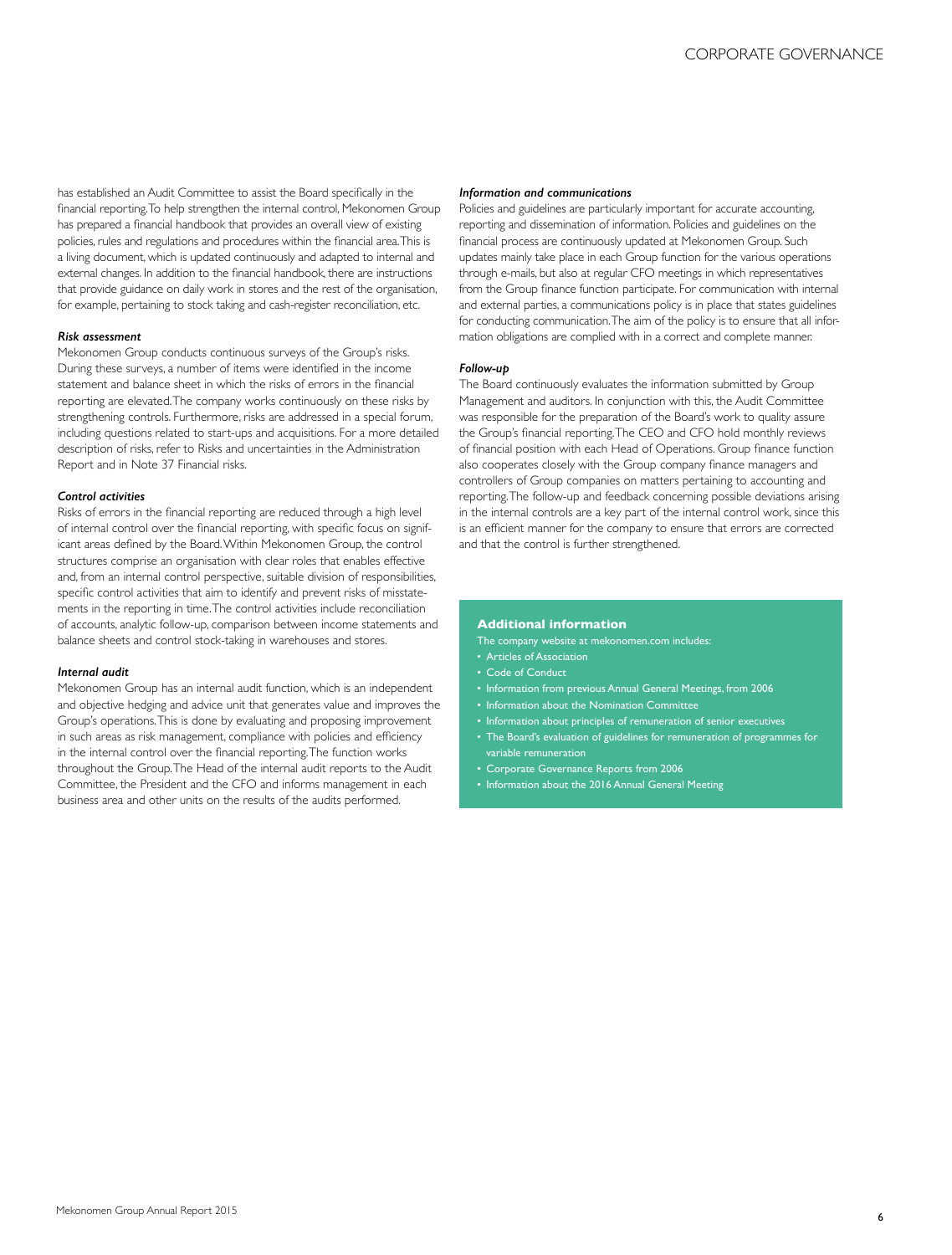has established an Audit Committee to assist the Board specifically in the financial reporting. To help strengthen the internal control, Mekonomen Group has prepared a financial handbook that provides an overall view of existing policies, rules and regulations and procedures within the financial area. This is a living document, which is updated continuously and adapted to internal and external changes. In addition to the financial handbook, there are instructions that provide guidance on daily work in stores and the rest of the organisation, for example, pertaining to stock taking and cash-register reconciliation, etc.

***Risk assessment***

Mekonomen Group conducts continuous surveys of the Group's risks. During these surveys, a number of items were identified in the income statement and balance sheet in which the risks of errors in the financial reporting are elevated. The company works continuously on these risks by strengthening controls. Furthermore, risks are addressed in a special forum, including questions related to start-ups and acquisitions. For a more detailed description of risks, refer to Risks and uncertainties in the Administration Report and in Note 37 Financial risks.

***Control activities***

Risks of errors in the financial reporting are reduced through a high level of internal control over the financial reporting, with specific focus on significant areas defined by the Board. Within Mekonomen Group, the control structures comprise an organisation with clear roles that enables effective and, from an internal control perspective, suitable division of responsibilities, specific control activities that aim to identify and prevent risks of misstatements in the reporting in time. The control activities include reconciliation of accounts, analytic follow-up, comparison between income statements and balance sheets and control stock-taking in warehouses and stores.

***Internal audit***

Mekonomen Group has an internal audit function, which is an independent and objective hedging and advice unit that generates value and improves the Group's operations. This is done by evaluating and proposing improvement in such areas as risk management, compliance with policies and efficiency in the internal control over the financial reporting. The function works throughout the Group. The Head of the internal audit reports to the Audit Committee, the President and the CFO and informs management in each business area and other units on the results of the audits performed.

***Information and communications***

Policies and guidelines are particularly important for accurate accounting, reporting and dissemination of information. Policies and guidelines on the financial process are continuously updated at Mekonomen Group. Such updates mainly take place in each Group function for the various operations through e-mails, but also at regular CFO meetings in which representatives from the Group finance function participate. For communication with internal and external parties, a communications policy is in place that states guidelines for conducting communication. The aim of the policy is to ensure that all information obligations are complied with in a correct and complete manner.

***Follow-up***

The Board continuously evaluates the information submitted by Group Management and auditors. In conjunction with this, the Audit Committee was responsible for the preparation of the Board's work to quality assure the Group's financial reporting. The CEO and CFO hold monthly reviews of financial position with each Head of Operations. Group finance function also cooperates closely with the Group company finance managers and controllers of Group companies on matters pertaining to accounting and reporting. The follow-up and feedback concerning possible deviations arising in the internal controls are a key part of the internal control work, since this is an efficient manner for the company to ensure that errors are corrected and that the control is further strengthened.

**Additional information**

The company website at mekonomen.com includes:

- Articles of Association
- Code of Conduct
- Information from previous Annual General Meetings, from 2006
- Information about the Nomination Committee
- Information about principles of remuneration of senior executives
- The Board's evaluation of guidelines for remuneration of programmes for variable remuneration
- Corporate Governance Reports from 2006
- Information about the 2016 Annual General Meeting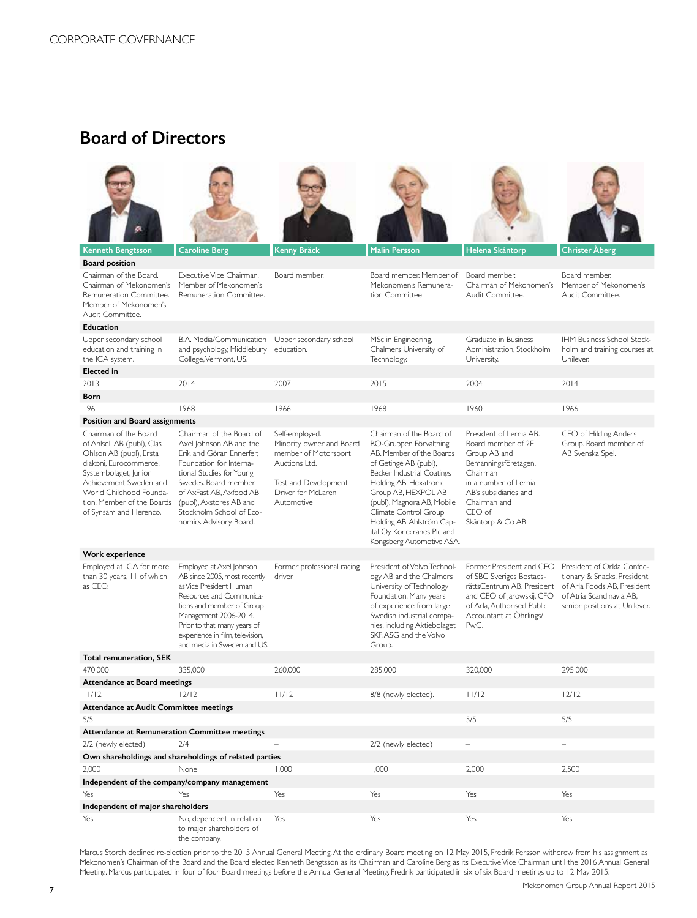## Board of Directors

| | Kenneth Bengtsson | Caroline Berg | Kenny Bräck | Malin Persson | Helena Skåntorp | Christer Åberg |
|---|---|---|---|---|---|---|
| **Board position** | Chairman of the Board. Chairman of Mekonomen's Remuneration Committee. Member of Mekonomen's Audit Committee. | Executive Vice Chairman. Member of Mekonomen's Remuneration Committee. | Board member. | Board member. Member of Mekonomen's Remuneration Committee. | Board member. Chairman of Mekonomen's Audit Committee. | Board member. Member of Mekonomen's Audit Committee. |
| **Education** | Upper secondary school education and training in the ICA system. | B.A. Media/Communication and psychology, Middlebury College, Vermont, US. | Upper secondary school education. | MSc in Engineering, Chalmers University of Technology. | Graduate in Business Administration, Stockholm University. | IHM Business School Stockholm and training courses at Unilever. |
| **Elected in** | 2013 | 2014 | 2007 | 2015 | 2004 | 2014 |
| **Born** | 1961 | 1968 | 1966 | 1968 | 1960 | 1966 |
| **Position and Board assignments** | Chairman of the Board of Ahlsell AB (publ), Clas Ohlson AB (publ), Ersta diakoni, Eurocommerce, Systembolaget, Junior Achievement Sweden and World Childhood Foundation. Member of the Boards of Synsam and Herenco. | Chairman of the Board of Axel Johnson AB and the Erik and Göran Ennerfelt Foundation for International Studies for Young Swedes. Board member of AxFast AB, Axfood AB (publ), Axstores AB and Stockholm School of Economics Advisory Board. | Self-employed. Minority owner and Board member of Motorsport Auctions Ltd. Test and Development Driver for McLaren Automotive. | Chairman of the Board of RO-Gruppen Förvaltning AB. Member of the Boards of Getinge AB (publ), Becker Industrial Coatings Holding AB, Hexatronic Group AB, HEXPOL AB (publ), Magnora AB, Mobile Climate Control Group Holding AB, Ahlström Capital Oy, Konecranes Plc and Kongsberg Automotive ASA. | President of Lernia AB. Board member of 2E Group AB and Bemanningsföretagen. Chairman in a number of Lernia AB's subsidiaries and Chairman and CEO of Skåntorp & Co AB. | CEO of Hilding Anders Group. Board member of AB Svenska Spel. |
| **Work experience** | Employed at ICA for more than 30 years, 11 of which as CEO. | Employed at Axel Johnson AB since 2005, most recently as Vice President Human Resources and Communications and member of Group Management 2006-2014. Prior to that, many years of experience in film, television, and media in Sweden and US. | Former professional racing driver. | President of Volvo Technology AB and the Chalmers University of Technology Foundation. Many years of experience from large Swedish industrial companies, including Aktiebolaget SKF, ASG and the Volvo Group. | Former President and CEO of SBC Sveriges BostadsrättsCentrum AB. President and CEO of Jarowskij, CFO of Arla, Authorised Public Accountant at Öhrlings/PwC. | President of Orkla Confectionary & Snacks, President of Arla Foods AB, President of Atria Scandinavia AB, senior positions at Unilever. |
| **Total remuneration, SEK** | 470,000 | 335,000 | 260,000 | 285,000 | 320,000 | 295,000 |
| **Attendance at Board meetings** | 11/12 | 12/12 | 11/12 | 8/8 (newly elected). | 11/12 | 12/12 |
| **Attendance at Audit Committee meetings** | 5/5 | – | – | – | 5/5 | 5/5 |
| **Attendance at Remuneration Committee meetings** | 2/2 (newly elected) | 2/4 | – | 2/2 (newly elected) | – | – |
| **Own shareholdings and shareholdings of related parties** | 2,000 | None | 1,000 | 1,000 | 2,000 | 2,500 |
| **Independent of the company/company management** | Yes | Yes | Yes | Yes | Yes | Yes |
| **Independent of major shareholders** | Yes | No, dependent in relation to major shareholders of the company. | Yes | Yes | Yes | Yes |

Marcus Storch declined re-election prior to the 2015 Annual General Meeting. At the ordinary Board meeting on 12 May 2015, Fredrik Persson withdrew from his assignment as Mekonomen's Chairman of the Board and the Board elected Kenneth Bengtsson as its Chairman and Caroline Berg as its Executive Vice Chairman until the 2016 Annual General Meeting. Marcus participated in four of four Board meetings before the Annual General Meeting. Fredrik participated in six of six Board meetings up to 12 May 2015.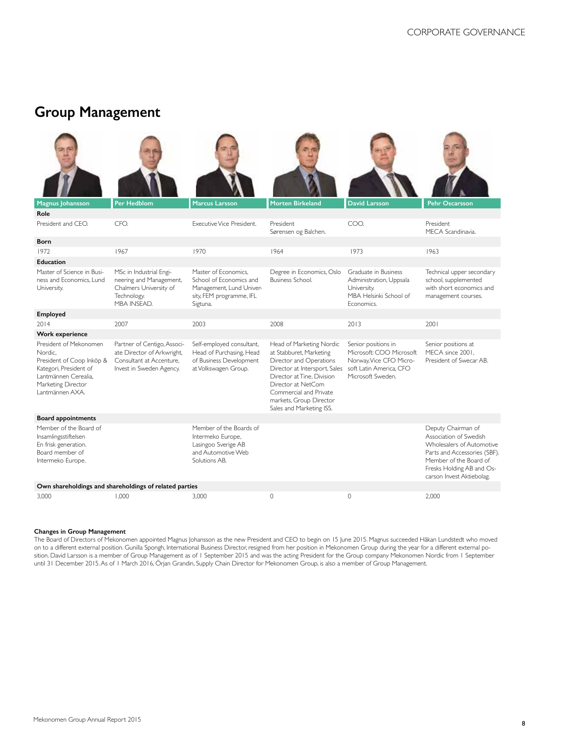# Group Management

| | Magnus Johansson | Per Hedblom | Marcus Larsson | Morten Birkeland | David Larsson | Pehr Oscarsson |
|---|---|---|---|---|---|---|
| **Role** | President and CEO. | CFO. | Executive Vice President. | President Sørensen og Balchen. | COO. | President MECA Scandinavia. |
| **Born** | 1972 | 1967 | 1970 | 1964 | 1973 | 1963 |
| **Education** | Master of Science in Business and Economics, Lund University. | MSc in Industrial Engineering and Management, Chalmers University of Technology. MBA INSEAD. | Master of Economics, School of Economics and Management, Lund University, FEM programme, IFL Sigtuna. | Degree in Economics, Oslo Business School. | Graduate in Business Administration, Uppsala University. MBA Helsinki School of Economics. | Technical upper secondary school, supplemented with short economics and management courses. |
| **Employed** | 2014 | 2007 | 2003 | 2008 | 2013 | 2001 |
| **Work experience** | President of Mekonomen Nordic, President of Coop Inköp & Kategori, President of Lantmännen Cerealia, Marketing Director Lantmännen AXA. | Partner of Centigo, Associate Director of Arkwright, Consultant at Accenture, Invest in Sweden Agency. | Self-employed consultant, Head of Purchasing, Head of Business Development at Volkswagen Group. | Head of Marketing Nordic at Stabburet, Marketing Director and Operations Director at Intersport, Sales Director at Tine, Division Director at NetCom Commercial and Private markets, Group Director Sales and Marketing ISS. | Senior positions in Microsoft: COO Microsoft Norway, Vice CFO Microsoft Latin America, CFO Microsoft Sweden. | Senior positions at MECA since 2001, President of Swecar AB. |
| **Board appointments** | Member of the Board of Insamlingsstiftelsen En frisk generation. Board member of Intermeko Europe. | | Member of the Boards of Intermeko Europe, Lasingoo Sverige AB and Automotive Web Solutions AB. | | | Deputy Chairman of Association of Swedish Wholesalers of Automotive Parts and Accessories (SBF). Member of the Board of Fresks Holding AB and Oscarson Invest Aktiebolag. |
| **Own shareholdings and shareholdings of related parties** | 3,000 | 1,000 | 3,000 | 0 | 0 | 2,000 |

**Changes in Group Management**

The Board of Directors of Mekonomen appointed Magnus Johansson as the new President and CEO to begin on 15 June 2015. Magnus succeeded Håkan Lundstedt who moved on to a different external position. Gunilla Spongh, International Business Director, resigned from her position in Mekonomen Group during the year for a different external position. David Larsson is a member of Group Management as of 1 September 2015 and was the acting President for the Group company Mekonomen Nordic from 1 September until 31 December 2015. As of 1 March 2016, Örjan Grandin, Supply Chain Director for Mekonomen Group, is also a member of Group Management.